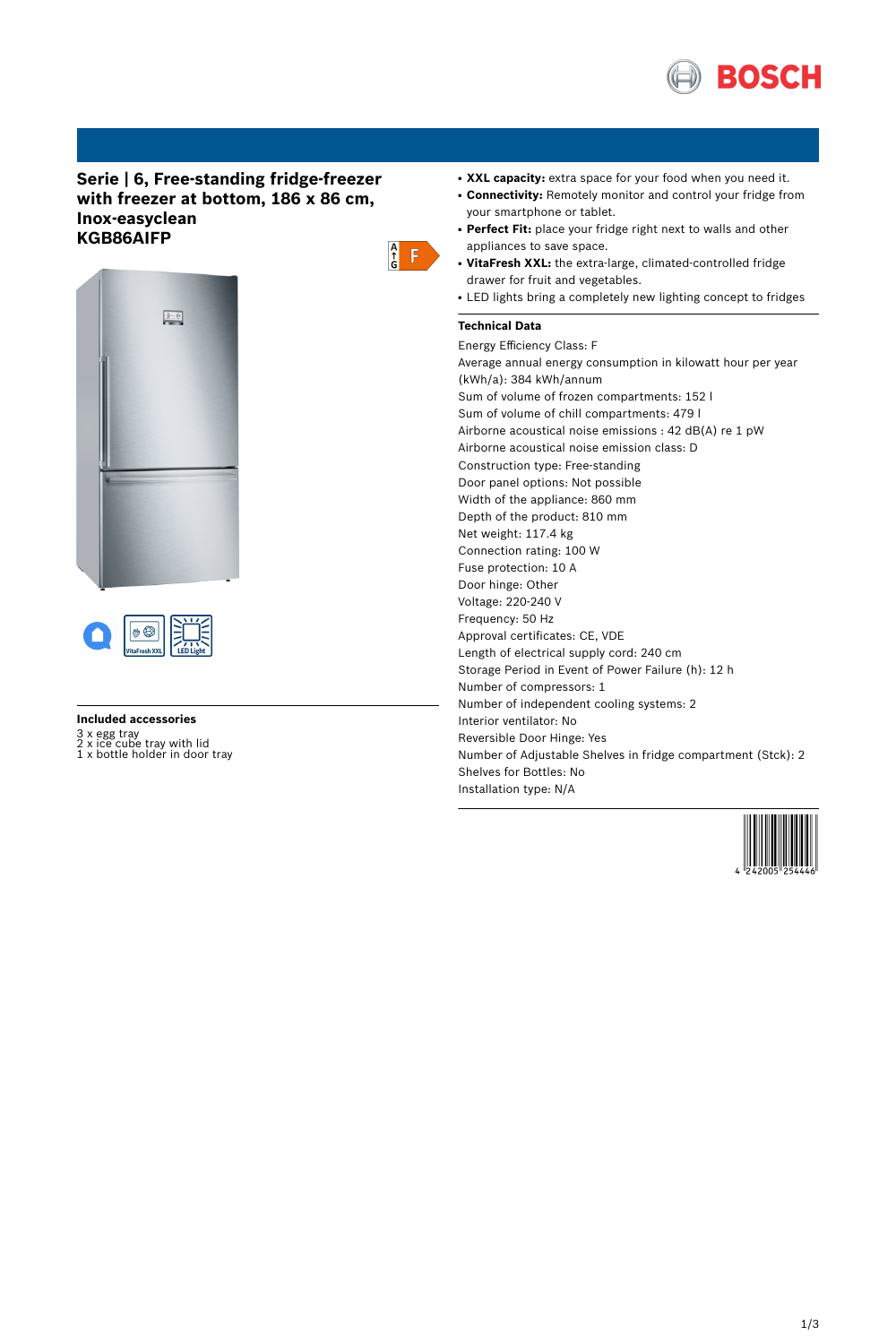# Serie | 6, Free-standing fridge-freezer with freezer at bottom, 186 x 86 cm, Inox-easyclean
# KGB86AIFP

F

### Included accessories

3 x egg tray
2 x ice cube tray with lid
1 x bottle holder in door tray

- **XXL capacity:** extra space for your food when you need it.
- **Connectivity:** Remotely monitor and control your fridge from your smartphone or tablet.
- **Perfect Fit:** place your fridge right next to walls and other appliances to save space.
- **VitaFresh XXL:** the extra-large, climated-controlled fridge drawer for fruit and vegetables.
- LED lights bring a completely new lighting concept to fridges

### Technical Data

Energy Efficiency Class: F
Average annual energy consumption in kilowatt hour per year (kWh/a): 384 kWh/annum
Sum of volume of frozen compartments: 152 l
Sum of volume of chill compartments: 479 l
Airborne acoustical noise emissions : 42 dB(A) re 1 pW
Airborne acoustical noise emission class: D
Construction type: Free-standing
Door panel options: Not possible
Width of the appliance: 860 mm
Depth of the product: 810 mm
Net weight: 117.4 kg
Connection rating: 100 W
Fuse protection: 10 A
Door hinge: Other
Voltage: 220-240 V
Frequency: 50 Hz
Approval certificates: CE, VDE
Length of electrical supply cord: 240 cm
Storage Period in Event of Power Failure (h): 12 h
Number of compressors: 1
Number of independent cooling systems: 2
Interior ventilator: No
Reversible Door Hinge: Yes
Number of Adjustable Shelves in fridge compartment (Stck): 2
Shelves for Bottles: No
Installation type: N/A

4 242005 254446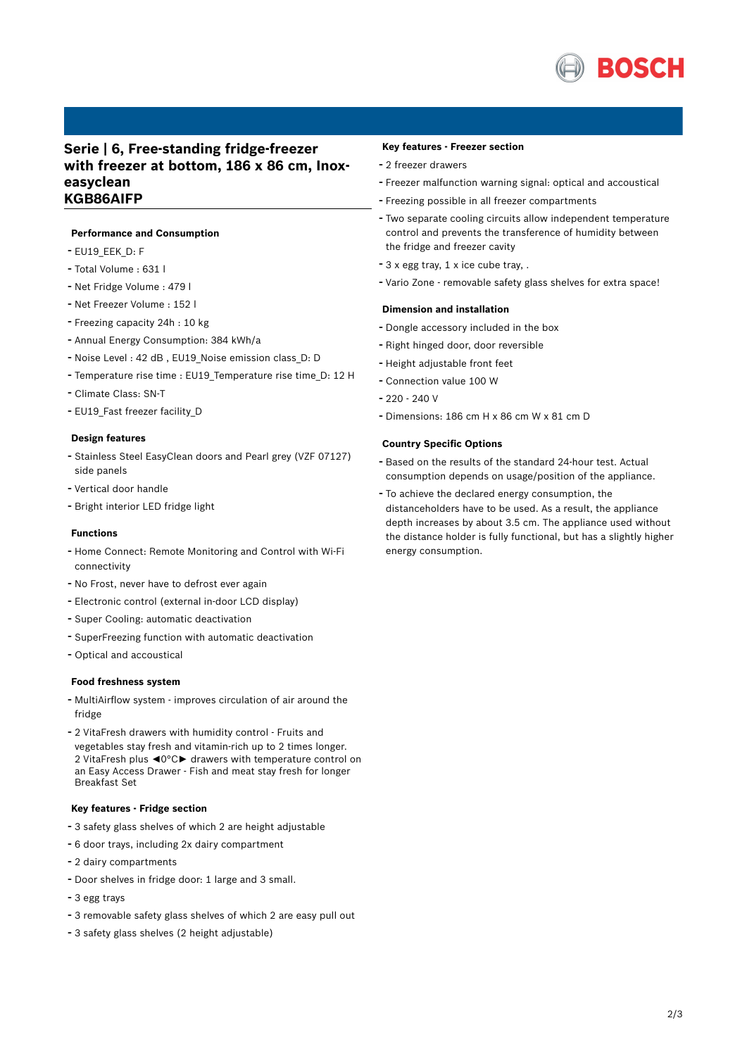# Serie | 6, Free-standing fridge-freezer with freezer at bottom, 186 x 86 cm, Inox-easyclean
# KGB86AIFP

### Performance and Consumption

- EU19_EEK_D: F
- Total Volume : 631 l
- Net Fridge Volume : 479 l
- Net Freezer Volume : 152 l
- Freezing capacity 24h : 10 kg
- Annual Energy Consumption: 384 kWh/a
- Noise Level : 42 dB , EU19_Noise emission class_D: D
- Temperature rise time : EU19_Temperature rise time_D: 12 H
- Climate Class: SN-T
- EU19_Fast freezer facility_D

### Design features

- Stainless Steel EasyClean doors and Pearl grey (VZF 07127) side panels
- Vertical door handle
- Bright interior LED fridge light

### Functions

- Home Connect: Remote Monitoring and Control with Wi-Fi connectivity
- No Frost, never have to defrost ever again
- Electronic control (external in-door LCD display)
- Super Cooling: automatic deactivation
- SuperFreezing function with automatic deactivation
- Optical and accoustical

### Food freshness system

- MultiAirflow system - improves circulation of air around the fridge
- 2 VitaFresh drawers with humidity control - Fruits and vegetables stay fresh and vitamin-rich up to 2 times longer. 2 VitaFresh plus ◄0°C► drawers with temperature control on an Easy Access Drawer - Fish and meat stay fresh for longer Breakfast Set

### Key features - Fridge section

- 3 safety glass shelves of which 2 are height adjustable
- 6 door trays, including 2x dairy compartment
- 2 dairy compartments
- Door shelves in fridge door: 1 large and 3 small.
- 3 egg trays
- 3 removable safety glass shelves of which 2 are easy pull out
- 3 safety glass shelves (2 height adjustable)

### Key features - Freezer section

- 2 freezer drawers
- Freezer malfunction warning signal: optical and accoustical
- Freezing possible in all freezer compartments
- Two separate cooling circuits allow independent temperature control and prevents the transference of humidity between the fridge and freezer cavity
- 3 x egg tray, 1 x ice cube tray, .
- Vario Zone - removable safety glass shelves for extra space!

### Dimension and installation

- Dongle accessory included in the box
- Right hinged door, door reversible
- Height adjustable front feet
- Connection value 100 W
- 220 - 240 V
- Dimensions: 186 cm H x 86 cm W x 81 cm D

### Country Specific Options

- Based on the results of the standard 24-hour test. Actual consumption depends on usage/position of the appliance.
- To achieve the declared energy consumption, the distanceholders have to be used. As a result, the appliance depth increases by about 3.5 cm. The appliance used without the distance holder is fully functional, but has a slightly higher energy consumption.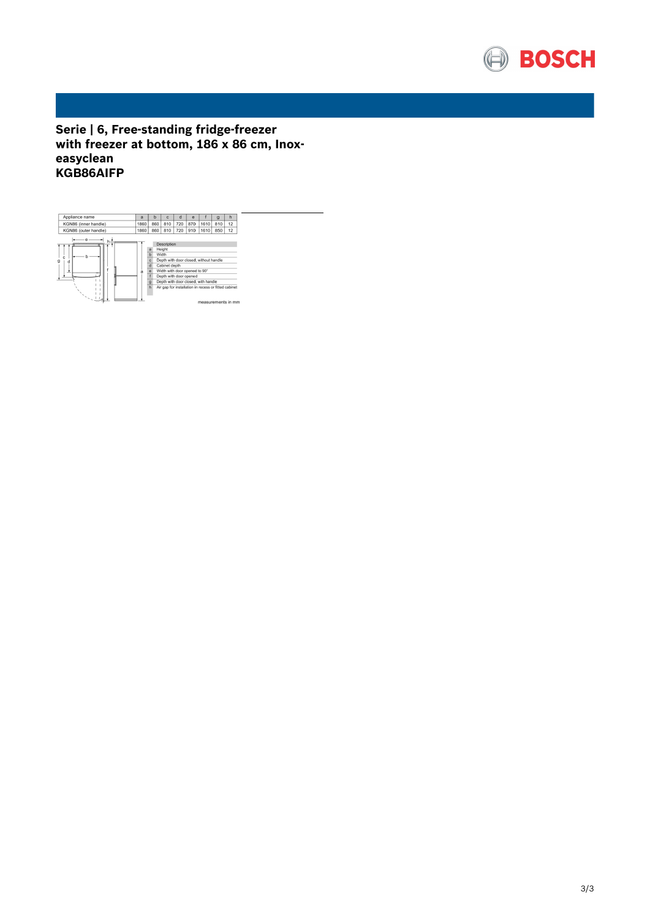## Serie | 6, Free-standing fridge-freezer with freezer at bottom, 186 x 86 cm, Inox-easyclean
## KGB86AIFP

| Appliance name | a | b | c | d | e | f | g | h |
|---|---|---|---|---|---|---|---|---|
| KGN86 (inner handle) | 1860 | 860 | 810 | 720 | 870 | 1610 | 810 | 12 |
| KGN86 (outer handle) | 1860 | 860 | 810 | 720 | 910 | 1610 | 850 | 12 |

| | Description |
|---|---|
| a | Height |
| b | Width |
| c | Depth with door closed, without handle |
| d | Cabinet depth |
| e | Width with door opened to 90° |
| f | Depth with door opened |
| g | Depth with door closed, with handle |
| h | Air gap for installation in recess or fitted cabinet |

measurements in mm